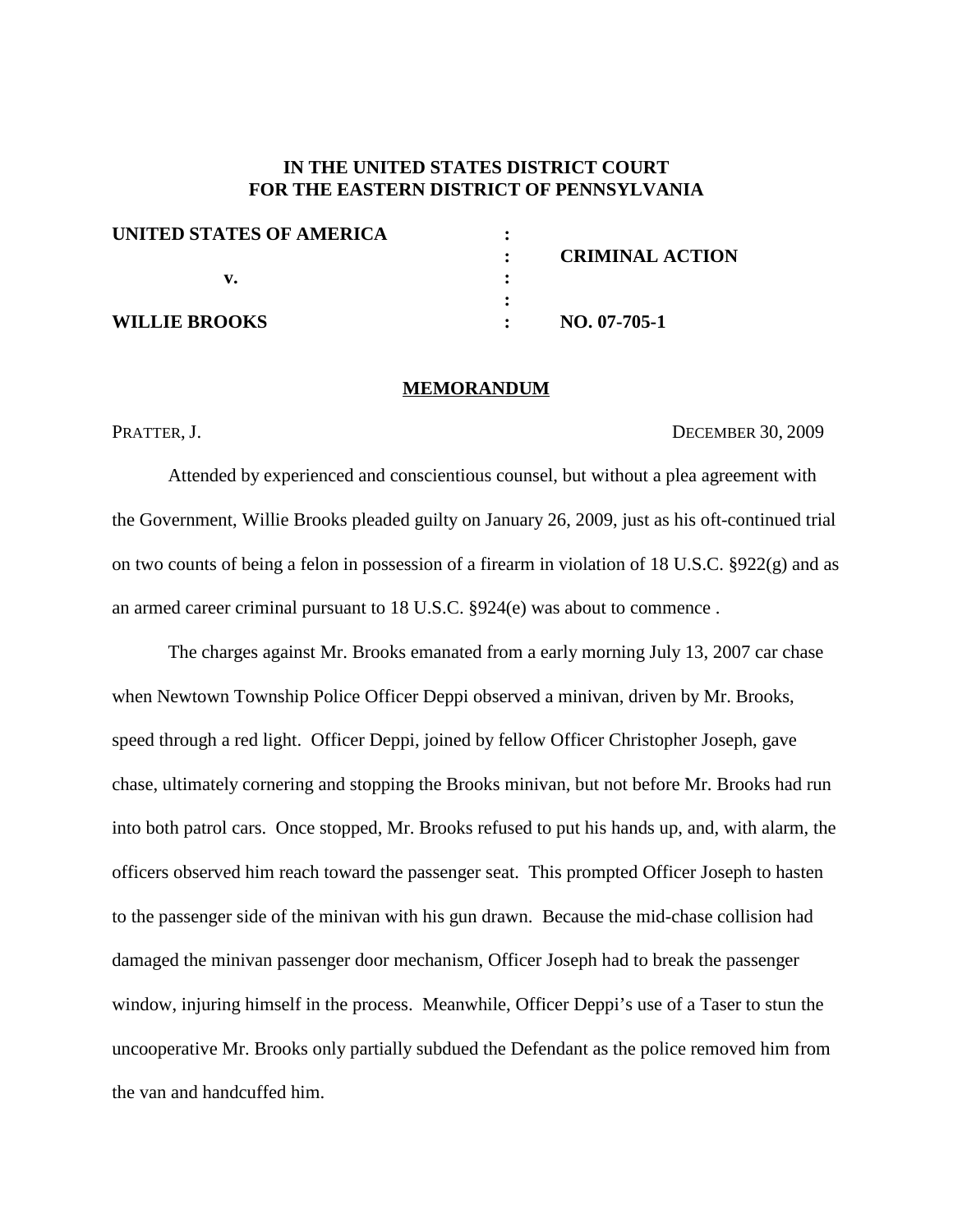**IN THE UNITED STATES DISTRICT COURT**
**FOR THE EASTERN DISTRICT OF PENNSYLVANIA**

| | | |
|---|---|---|
| **UNITED STATES OF AMERICA** | : | |
| | : | **CRIMINAL ACTION** |
| **v.** | : | |
| | : | |
| **WILLIE BROOKS** | : | **NO. 07-705-1** |

**MEMORANDUM**

PRATTER, J. DECEMBER 30, 2009

Attended by experienced and conscientious counsel, but without a plea agreement with the Government, Willie Brooks pleaded guilty on January 26, 2009, just as his oft-continued trial on two counts of being a felon in possession of a firearm in violation of 18 U.S.C. §922(g) and as an armed career criminal pursuant to 18 U.S.C. §924(e) was about to commence .

The charges against Mr. Brooks emanated from a early morning July 13, 2007 car chase when Newtown Township Police Officer Deppi observed a minivan, driven by Mr. Brooks, speed through a red light. Officer Deppi, joined by fellow Officer Christopher Joseph, gave chase, ultimately cornering and stopping the Brooks minivan, but not before Mr. Brooks had run into both patrol cars. Once stopped, Mr. Brooks refused to put his hands up, and, with alarm, the officers observed him reach toward the passenger seat. This prompted Officer Joseph to hasten to the passenger side of the minivan with his gun drawn. Because the mid-chase collision had damaged the minivan passenger door mechanism, Officer Joseph had to break the passenger window, injuring himself in the process. Meanwhile, Officer Deppi's use of a Taser to stun the uncooperative Mr. Brooks only partially subdued the Defendant as the police removed him from the van and handcuffed him.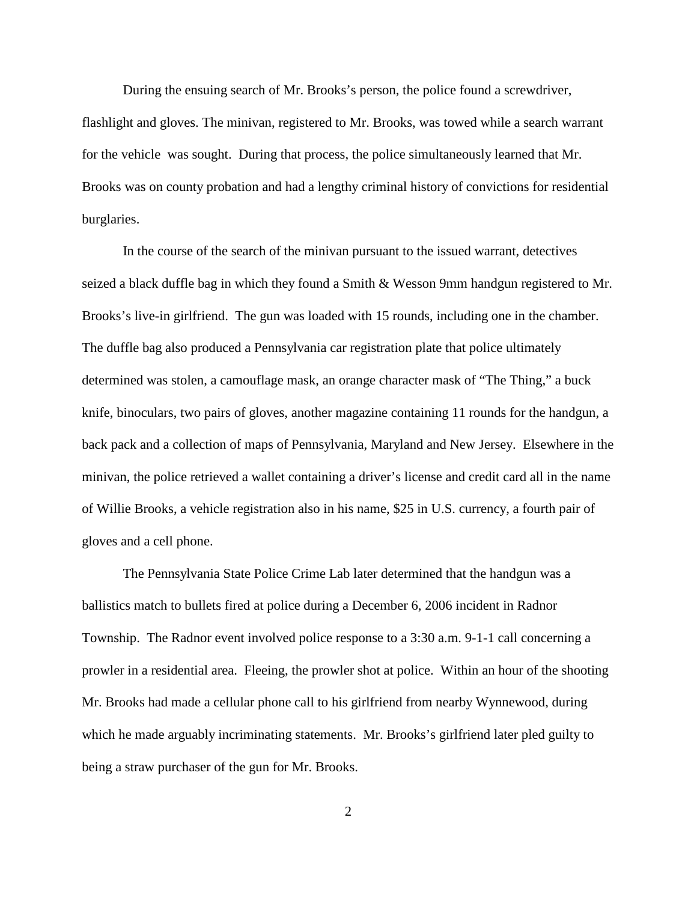During the ensuing search of Mr. Brooks's person, the police found a screwdriver, flashlight and gloves. The minivan, registered to Mr. Brooks, was towed while a search warrant for the vehicle was sought. During that process, the police simultaneously learned that Mr. Brooks was on county probation and had a lengthy criminal history of convictions for residential burglaries.

In the course of the search of the minivan pursuant to the issued warrant, detectives seized a black duffle bag in which they found a Smith & Wesson 9mm handgun registered to Mr. Brooks's live-in girlfriend. The gun was loaded with 15 rounds, including one in the chamber. The duffle bag also produced a Pennsylvania car registration plate that police ultimately determined was stolen, a camouflage mask, an orange character mask of "The Thing," a buck knife, binoculars, two pairs of gloves, another magazine containing 11 rounds for the handgun, a back pack and a collection of maps of Pennsylvania, Maryland and New Jersey. Elsewhere in the minivan, the police retrieved a wallet containing a driver's license and credit card all in the name of Willie Brooks, a vehicle registration also in his name, $25 in U.S. currency, a fourth pair of gloves and a cell phone.

The Pennsylvania State Police Crime Lab later determined that the handgun was a ballistics match to bullets fired at police during a December 6, 2006 incident in Radnor Township. The Radnor event involved police response to a 3:30 a.m. 9-1-1 call concerning a prowler in a residential area. Fleeing, the prowler shot at police. Within an hour of the shooting Mr. Brooks had made a cellular phone call to his girlfriend from nearby Wynnewood, during which he made arguably incriminating statements. Mr. Brooks's girlfriend later pled guilty to being a straw purchaser of the gun for Mr. Brooks.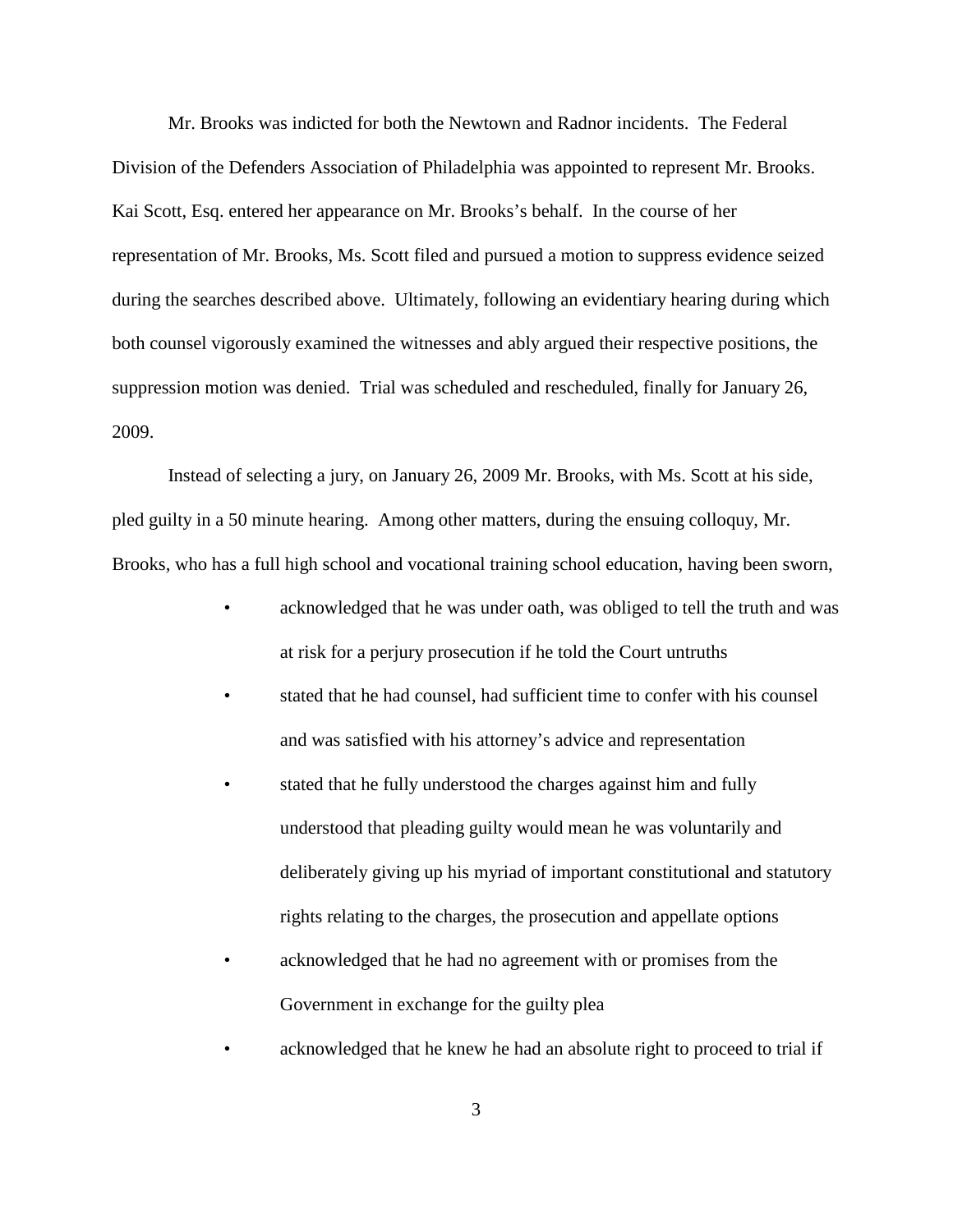Mr. Brooks was indicted for both the Newtown and Radnor incidents. The Federal Division of the Defenders Association of Philadelphia was appointed to represent Mr. Brooks. Kai Scott, Esq. entered her appearance on Mr. Brooks's behalf. In the course of her representation of Mr. Brooks, Ms. Scott filed and pursued a motion to suppress evidence seized during the searches described above. Ultimately, following an evidentiary hearing during which both counsel vigorously examined the witnesses and ably argued their respective positions, the suppression motion was denied. Trial was scheduled and rescheduled, finally for January 26, 2009.

Instead of selecting a jury, on January 26, 2009 Mr. Brooks, with Ms. Scott at his side, pled guilty in a 50 minute hearing. Among other matters, during the ensuing colloquy, Mr. Brooks, who has a full high school and vocational training school education, having been sworn,

- acknowledged that he was under oath, was obliged to tell the truth and was at risk for a perjury prosecution if he told the Court untruths
- stated that he had counsel, had sufficient time to confer with his counsel and was satisfied with his attorney's advice and representation
- stated that he fully understood the charges against him and fully understood that pleading guilty would mean he was voluntarily and deliberately giving up his myriad of important constitutional and statutory rights relating to the charges, the prosecution and appellate options
- acknowledged that he had no agreement with or promises from the Government in exchange for the guilty plea
- acknowledged that he knew he had an absolute right to proceed to trial if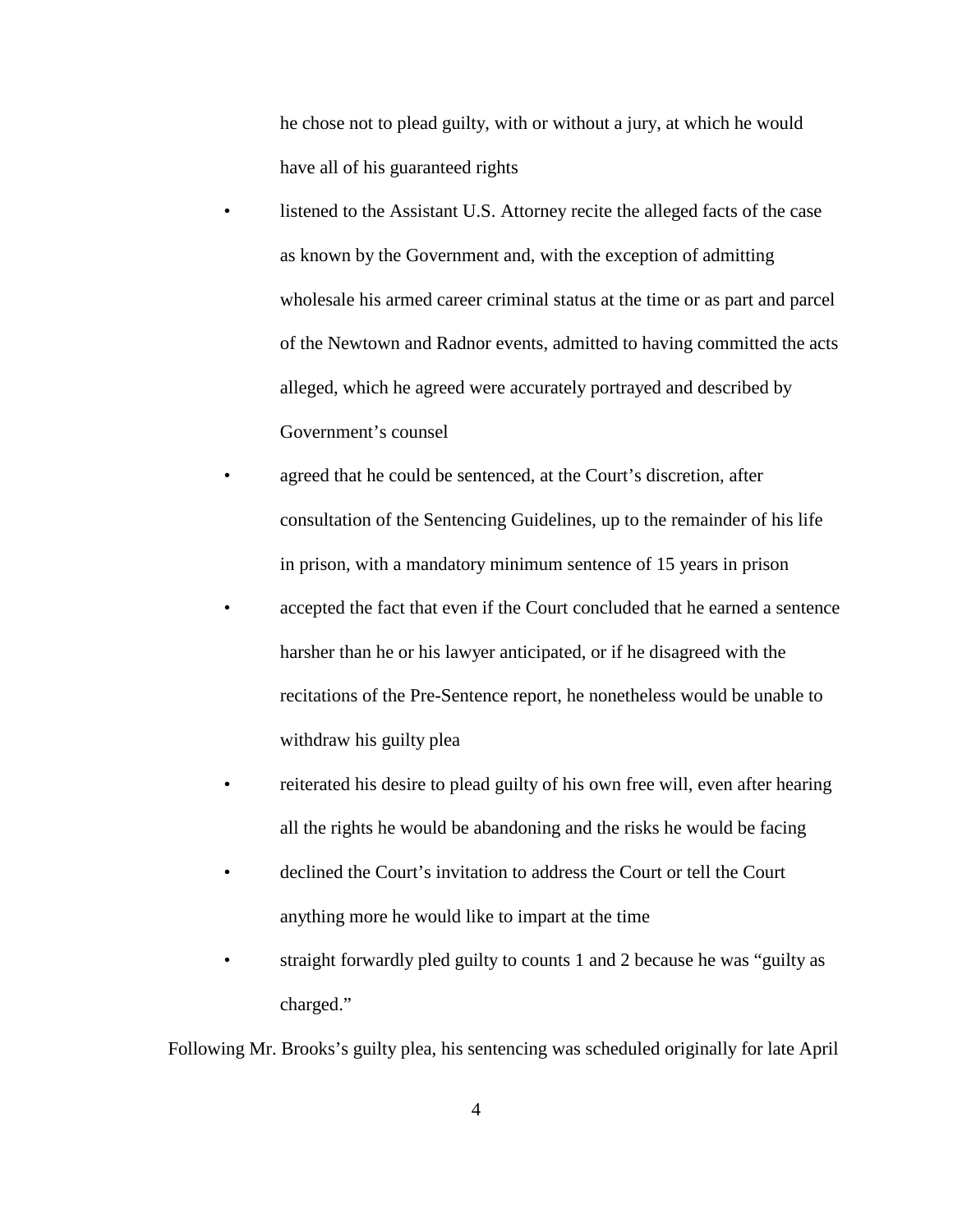he chose not to plead guilty, with or without a jury, at which he would have all of his guaranteed rights

- listened to the Assistant U.S. Attorney recite the alleged facts of the case as known by the Government and, with the exception of admitting wholesale his armed career criminal status at the time or as part and parcel of the Newtown and Radnor events, admitted to having committed the acts alleged, which he agreed were accurately portrayed and described by Government's counsel
- agreed that he could be sentenced, at the Court's discretion, after consultation of the Sentencing Guidelines, up to the remainder of his life in prison, with a mandatory minimum sentence of 15 years in prison
- accepted the fact that even if the Court concluded that he earned a sentence harsher than he or his lawyer anticipated, or if he disagreed with the recitations of the Pre-Sentence report, he nonetheless would be unable to withdraw his guilty plea
- reiterated his desire to plead guilty of his own free will, even after hearing all the rights he would be abandoning and the risks he would be facing
- declined the Court's invitation to address the Court or tell the Court anything more he would like to impart at the time
- straight forwardly pled guilty to counts 1 and 2 because he was "guilty as charged."

Following Mr. Brooks's guilty plea, his sentencing was scheduled originally for late April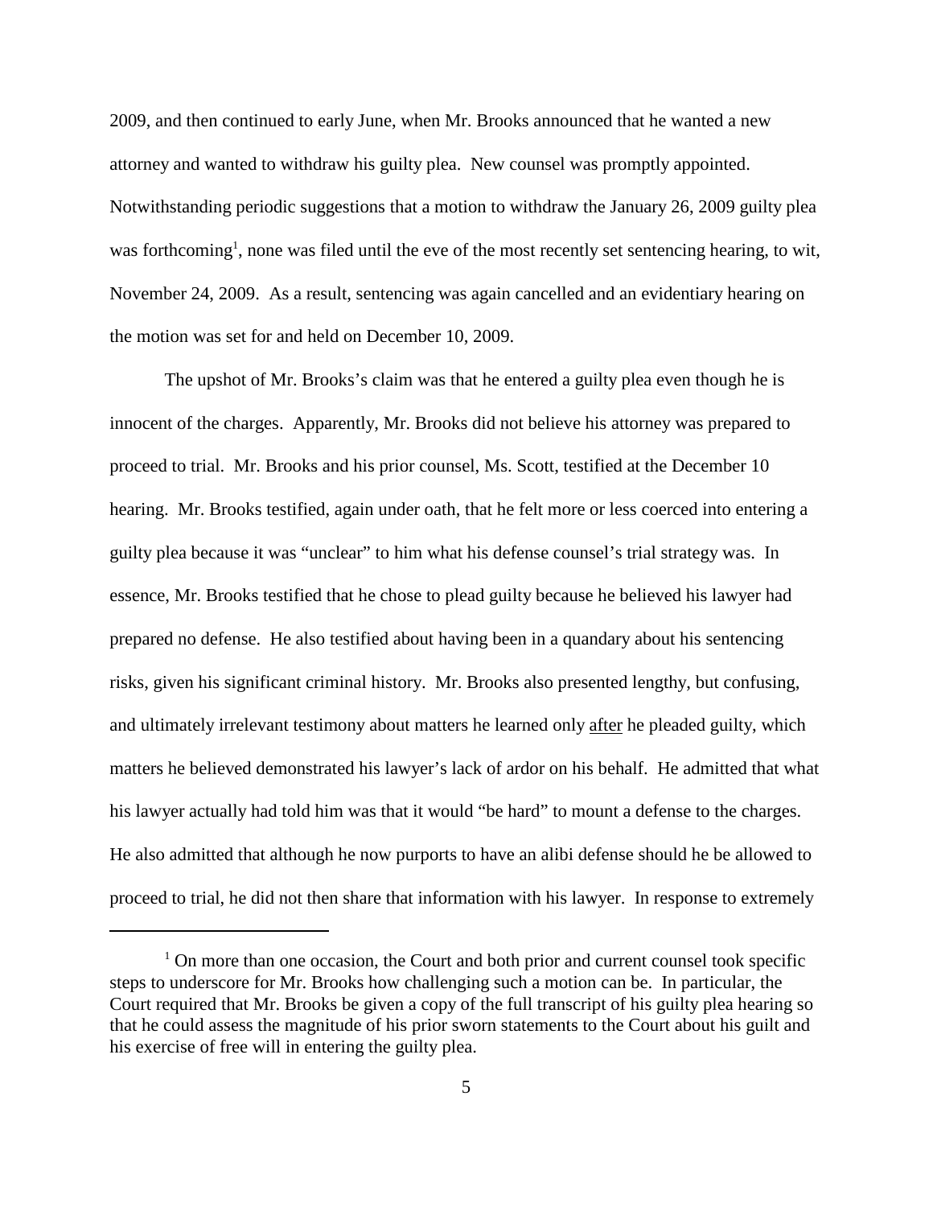2009, and then continued to early June, when Mr. Brooks announced that he wanted a new attorney and wanted to withdraw his guilty plea. New counsel was promptly appointed. Notwithstanding periodic suggestions that a motion to withdraw the January 26, 2009 guilty plea was forthcoming[1], none was filed until the eve of the most recently set sentencing hearing, to wit, November 24, 2009. As a result, sentencing was again cancelled and an evidentiary hearing on the motion was set for and held on December 10, 2009.

The upshot of Mr. Brooks's claim was that he entered a guilty plea even though he is innocent of the charges. Apparently, Mr. Brooks did not believe his attorney was prepared to proceed to trial. Mr. Brooks and his prior counsel, Ms. Scott, testified at the December 10 hearing. Mr. Brooks testified, again under oath, that he felt more or less coerced into entering a guilty plea because it was "unclear" to him what his defense counsel's trial strategy was. In essence, Mr. Brooks testified that he chose to plead guilty because he believed his lawyer had prepared no defense. He also testified about having been in a quandary about his sentencing risks, given his significant criminal history. Mr. Brooks also presented lengthy, but confusing, and ultimately irrelevant testimony about matters he learned only <u>after</u> he pleaded guilty, which matters he believed demonstrated his lawyer's lack of ardor on his behalf. He admitted that what his lawyer actually had told him was that it would "be hard" to mount a defense to the charges. He also admitted that although he now purports to have an alibi defense should he be allowed to proceed to trial, he did not then share that information with his lawyer. In response to extremely

[1] On more than one occasion, the Court and both prior and current counsel took specific steps to underscore for Mr. Brooks how challenging such a motion can be. In particular, the Court required that Mr. Brooks be given a copy of the full transcript of his guilty plea hearing so that he could assess the magnitude of his prior sworn statements to the Court about his guilt and his exercise of free will in entering the guilty plea.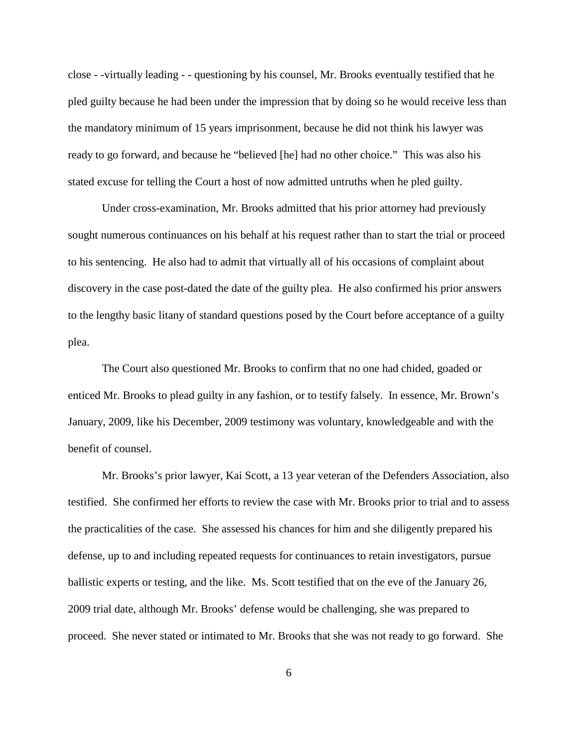close - -virtually leading - - questioning by his counsel, Mr. Brooks eventually testified that he pled guilty because he had been under the impression that by doing so he would receive less than the mandatory minimum of 15 years imprisonment, because he did not think his lawyer was ready to go forward, and because he "believed [he] had no other choice." This was also his stated excuse for telling the Court a host of now admitted untruths when he pled guilty.

Under cross-examination, Mr. Brooks admitted that his prior attorney had previously sought numerous continuances on his behalf at his request rather than to start the trial or proceed to his sentencing. He also had to admit that virtually all of his occasions of complaint about discovery in the case post-dated the date of the guilty plea. He also confirmed his prior answers to the lengthy basic litany of standard questions posed by the Court before acceptance of a guilty plea.

The Court also questioned Mr. Brooks to confirm that no one had chided, goaded or enticed Mr. Brooks to plead guilty in any fashion, or to testify falsely. In essence, Mr. Brown's January, 2009, like his December, 2009 testimony was voluntary, knowledgeable and with the benefit of counsel.

Mr. Brooks's prior lawyer, Kai Scott, a 13 year veteran of the Defenders Association, also testified. She confirmed her efforts to review the case with Mr. Brooks prior to trial and to assess the practicalities of the case. She assessed his chances for him and she diligently prepared his defense, up to and including repeated requests for continuances to retain investigators, pursue ballistic experts or testing, and the like. Ms. Scott testified that on the eve of the January 26, 2009 trial date, although Mr. Brooks' defense would be challenging, she was prepared to proceed. She never stated or intimated to Mr. Brooks that she was not ready to go forward. She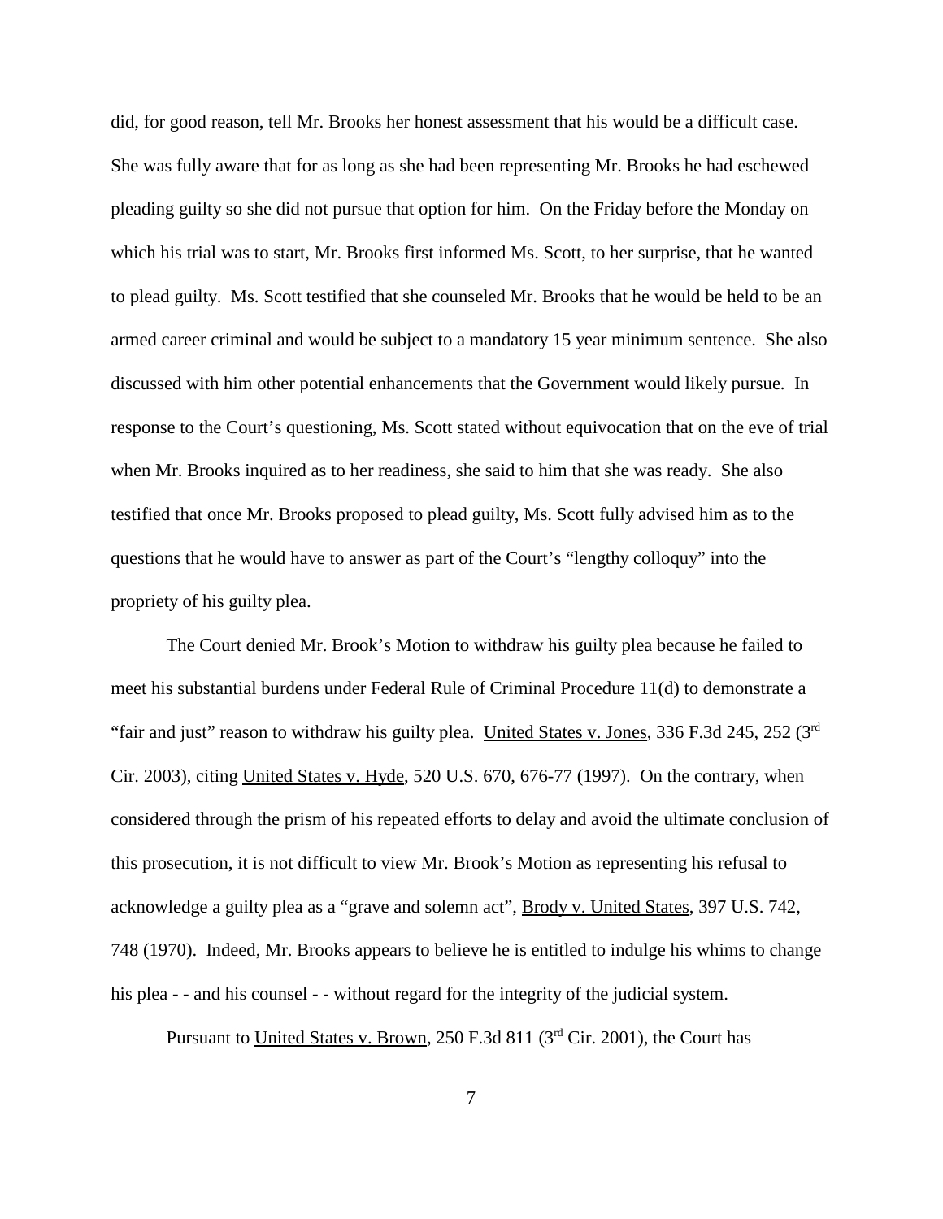did, for good reason, tell Mr. Brooks her honest assessment that his would be a difficult case. She was fully aware that for as long as she had been representing Mr. Brooks he had eschewed pleading guilty so she did not pursue that option for him. On the Friday before the Monday on which his trial was to start, Mr. Brooks first informed Ms. Scott, to her surprise, that he wanted to plead guilty. Ms. Scott testified that she counseled Mr. Brooks that he would be held to be an armed career criminal and would be subject to a mandatory 15 year minimum sentence. She also discussed with him other potential enhancements that the Government would likely pursue. In response to the Court's questioning, Ms. Scott stated without equivocation that on the eve of trial when Mr. Brooks inquired as to her readiness, she said to him that she was ready. She also testified that once Mr. Brooks proposed to plead guilty, Ms. Scott fully advised him as to the questions that he would have to answer as part of the Court's "lengthy colloquy" into the propriety of his guilty plea.

The Court denied Mr. Brook's Motion to withdraw his guilty plea because he failed to meet his substantial burdens under Federal Rule of Criminal Procedure 11(d) to demonstrate a "fair and just" reason to withdraw his guilty plea. United States v. Jones, 336 F.3d 245, 252 (3rd Cir. 2003), citing United States v. Hyde, 520 U.S. 670, 676-77 (1997). On the contrary, when considered through the prism of his repeated efforts to delay and avoid the ultimate conclusion of this prosecution, it is not difficult to view Mr. Brook's Motion as representing his refusal to acknowledge a guilty plea as a "grave and solemn act", Brody v. United States, 397 U.S. 742, 748 (1970). Indeed, Mr. Brooks appears to believe he is entitled to indulge his whims to change his plea - - and his counsel - - without regard for the integrity of the judicial system.

Pursuant to United States v. Brown, 250 F.3d 811 (3rd Cir. 2001), the Court has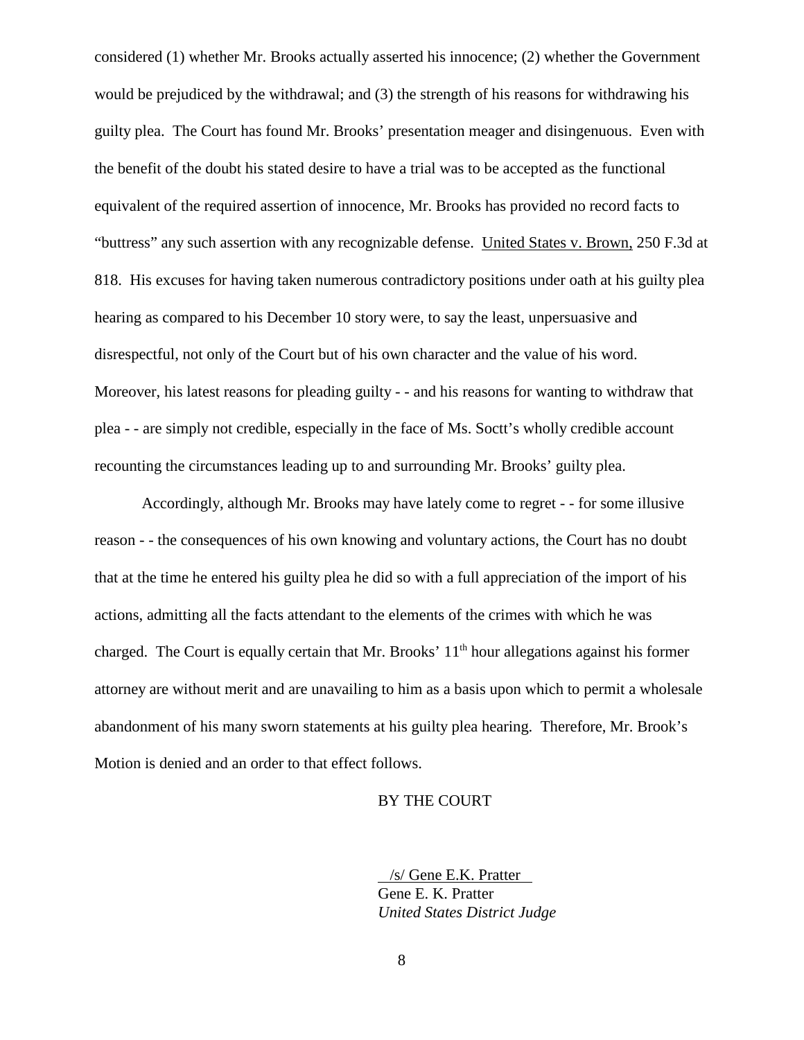considered (1) whether Mr. Brooks actually asserted his innocence; (2) whether the Government would be prejudiced by the withdrawal; and (3) the strength of his reasons for withdrawing his guilty plea. The Court has found Mr. Brooks' presentation meager and disingenuous. Even with the benefit of the doubt his stated desire to have a trial was to be accepted as the functional equivalent of the required assertion of innocence, Mr. Brooks has provided no record facts to "buttress" any such assertion with any recognizable defense. United States v. Brown, 250 F.3d at 818. His excuses for having taken numerous contradictory positions under oath at his guilty plea hearing as compared to his December 10 story were, to say the least, unpersuasive and disrespectful, not only of the Court but of his own character and the value of his word. Moreover, his latest reasons for pleading guilty - - and his reasons for wanting to withdraw that plea - - are simply not credible, especially in the face of Ms. Soctt's wholly credible account recounting the circumstances leading up to and surrounding Mr. Brooks' guilty plea.

Accordingly, although Mr. Brooks may have lately come to regret - - for some illusive reason - - the consequences of his own knowing and voluntary actions, the Court has no doubt that at the time he entered his guilty plea he did so with a full appreciation of the import of his actions, admitting all the facts attendant to the elements of the crimes with which he was charged. The Court is equally certain that Mr. Brooks' 11th hour allegations against his former attorney are without merit and are unavailing to him as a basis upon which to permit a wholesale abandonment of his many sworn statements at his guilty plea hearing. Therefore, Mr. Brook's Motion is denied and an order to that effect follows.

BY THE COURT

/s/ Gene E.K. Pratter
Gene E. K. Pratter
*United States District Judge*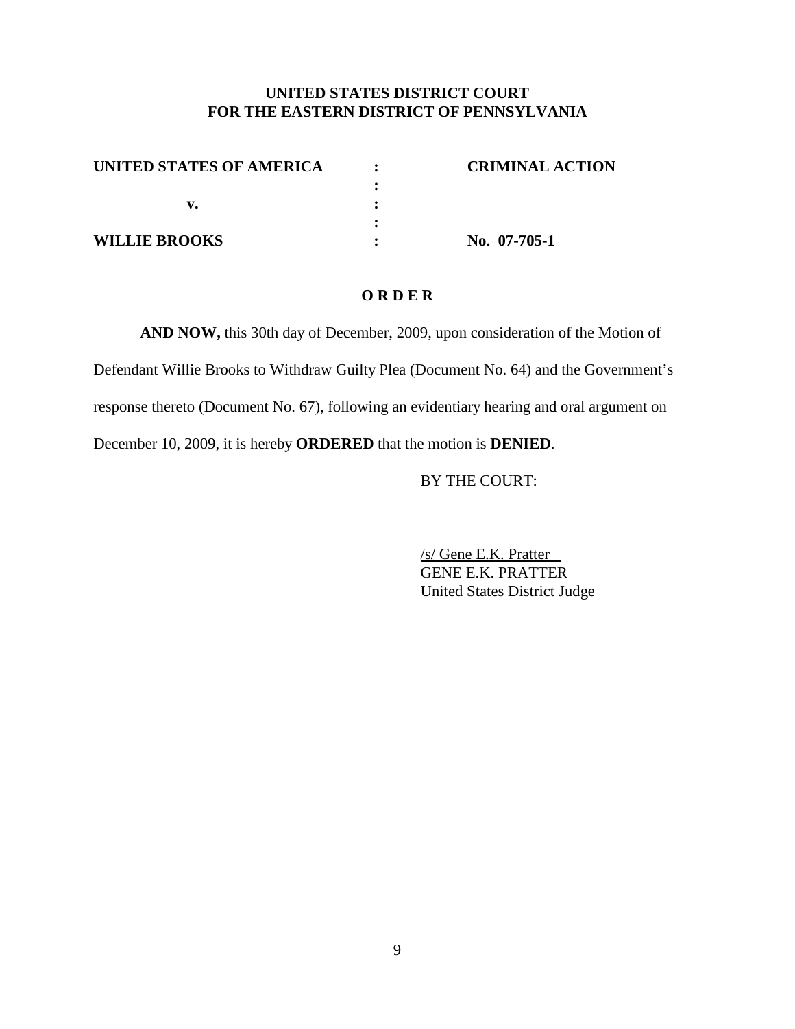**UNITED STATES DISTRICT COURT**
**FOR THE EASTERN DISTRICT OF PENNSYLVANIA**

| | | |
|---|---|---|
| **UNITED STATES OF AMERICA** | **:** | **CRIMINAL ACTION** |
| | **:** | |
| **v.** | **:** | |
| | **:** | |
| **WILLIE BROOKS** | **:** | **No. 07-705-1** |

**O R D E R**

**AND NOW,** this 30th day of December, 2009, upon consideration of the Motion of Defendant Willie Brooks to Withdraw Guilty Plea (Document No. 64) and the Government's response thereto (Document No. 67), following an evidentiary hearing and oral argument on December 10, 2009, it is hereby **ORDERED** that the motion is **DENIED**.

BY THE COURT:

/s/ Gene E.K. Pratter
GENE E.K. PRATTER
United States District Judge